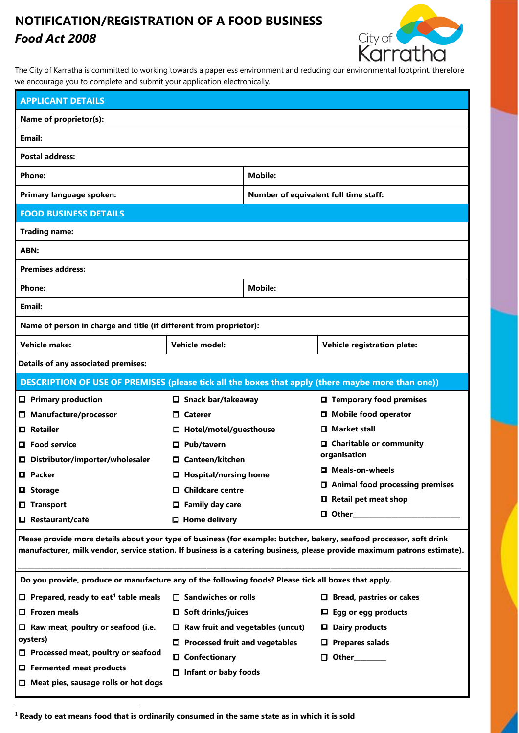# NOTIFICATION/REGISTRATION OF A FOOD BUSINESS

## *Food Act 2008*

The City of Karratha is committed to working towards a paperless environment and reducing our environmental footprint, therefore we encourage you to complete and submit your application electronically.

## APPLICANT DETAILS

| | |
|---|---|
| **Name of proprietor(s):** | |
| **Email:** | |
| **Postal address:** | |
| **Phone:** | **Mobile:** |
| **Primary language spoken:** | **Number of equivalent full time staff:** |

## FOOD BUSINESS DETAILS

| | | |
|---|---|---|
| **Trading name:** | | |
| **ABN:** | | |
| **Premises address:** | | |
| **Phone:** | **Mobile:** | |
| **Email:** | | |
| **Name of person in charge and title (if different from proprietor):** | | |
| **Vehicle make:** | **Vehicle model:** | **Vehicle registration plate:** |
| **Details of any associated premises:** | | |

## DESCRIPTION OF USE OF PREMISES (please tick all the boxes that apply (there maybe more than one))

| | | |
|---|---|---|
| ☐ **Primary production** | ☐ **Snack bar/takeaway** | ☐ **Temporary food premises** |
| ☐ **Manufacture/processor** | ☐ **Caterer** | ☐ **Mobile food operator** |
| ☐ **Retailer** | ☐ **Hotel/motel/guesthouse** | ☐ **Market stall** |
| ☐ **Food service** | ☐ **Pub/tavern** | ☐ **Charitable or community organisation** |
| ☐ **Distributor/importer/wholesaler** | ☐ **Canteen/kitchen** | ☐ **Meals-on-wheels** |
| ☐ **Packer** | ☐ **Hospital/nursing home** | ☐ **Animal food processing premises** |
| ☐ **Storage** | ☐ **Childcare centre** | ☐ **Retail pet meat shop** |
| ☐ **Transport** | ☐ **Family day care** | ☐ **Other**\_\_\_\_\_\_\_\_\_\_\_\_\_\_\_\_\_\_\_\_\_\_\_\_\_\_\_\_ |
| ☐ **Restaurant/café** | ☐ **Home delivery** | |

**Please provide more details about your type of business (for example: butcher, bakery, seafood processor, soft drink manufacturer, milk vendor, service station. If business is a catering business, please provide maximum patrons estimate).**

\_\_\_\_\_\_\_\_\_\_\_\_\_\_\_\_\_\_\_\_\_\_\_\_\_\_\_\_\_\_\_\_\_\_\_\_\_\_\_\_\_\_\_\_\_\_\_\_\_\_\_\_\_\_\_\_\_\_\_\_\_\_\_\_\_\_\_\_\_\_\_\_\_\_\_\_\_\_\_\_\_\_\_\_\_\_\_\_\_\_\_\_

**Do you provide, produce or manufacture any of the following foods? Please tick all boxes that apply.**

| | | |
|---|---|---|
| ☐ **Prepared, ready to eat[1] table meals** | ☐ **Sandwiches or rolls** | ☐ **Bread, pastries or cakes** |
| ☐ **Frozen meals** | ☐ **Soft drinks/juices** | ☐ **Egg or egg products** |
| ☐ **Raw meat, poultry or seafood (i.e. oysters)** | ☐ **Raw fruit and vegetables (uncut)** | ☐ **Dairy products** |
| ☐ **Processed meat, poultry or seafood** | ☐ **Processed fruit and vegetables** | ☐ **Prepares salads** |
| ☐ **Fermented meat products** | ☐ **Confectionary** | ☐ **Other**\_\_\_\_\_\_\_\_\_ |
| ☐ **Meat pies, sausage rolls or hot dogs** | ☐ **Infant or baby foods** | |

[1] **Ready to eat means food that is ordinarily consumed in the same state as in which it is sold**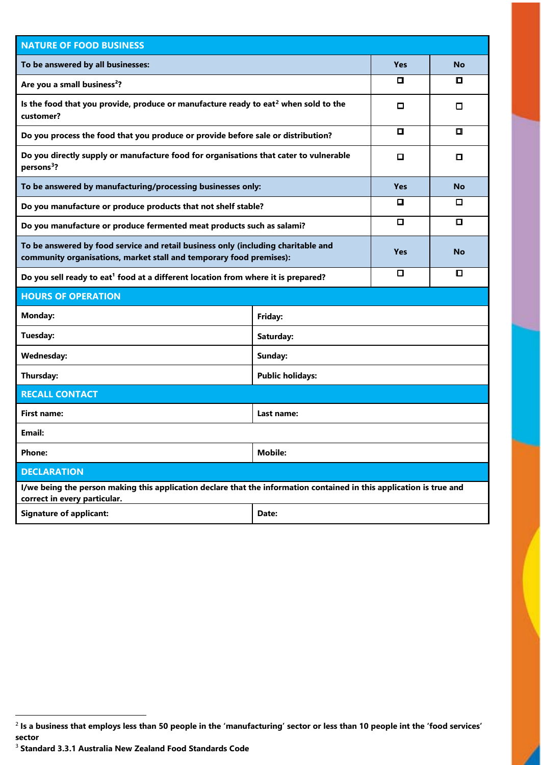## NATURE OF FOOD BUSINESS

| To be answered by all businesses: | Yes | No |
|---|---|---|
| Are you a small business[2]? | ☐ | ☐ |
| Is the food that you provide, produce or manufacture ready to eat[2] when sold to the customer? | ☐ | ☐ |
| Do you process the food that you produce or provide before sale or distribution? | ☐ | ☐ |
| Do you directly supply or manufacture food for organisations that cater to vulnerable persons[3]? | ☐ | ☐ |
| **To be answered by manufacturing/processing businesses only:** | **Yes** | **No** |
| Do you manufacture or produce products that not shelf stable? | ☐ | ☐ |
| Do you manufacture or produce fermented meat products such as salami? | ☐ | ☐ |
| **To be answered by food service and retail business only (including charitable and community organisations, market stall and temporary food premises):** | **Yes** | **No** |
| Do you sell ready to eat[1] food at a different location from where it is prepared? | ☐ | ☐ |

## HOURS OF OPERATION

| | |
|---|---|
| Monday: | Friday: |
| Tuesday: | Saturday: |
| Wednesday: | Sunday: |
| Thursday: | Public holidays: |

## RECALL CONTACT

| | |
|---|---|
| First name: | Last name: |
| Email: | |
| Phone: | Mobile: |

## DECLARATION

**I/we being the person making this application declare that the information contained in this application is true and correct in every particular.**

| | |
|---|---|
| Signature of applicant: | Date: |

---

[2] **Is a business that employs less than 50 people in the 'manufacturing' sector or less than 10 people int the 'food services' sector**

[3] **Standard 3.3.1 Australia New Zealand Food Standards Code**